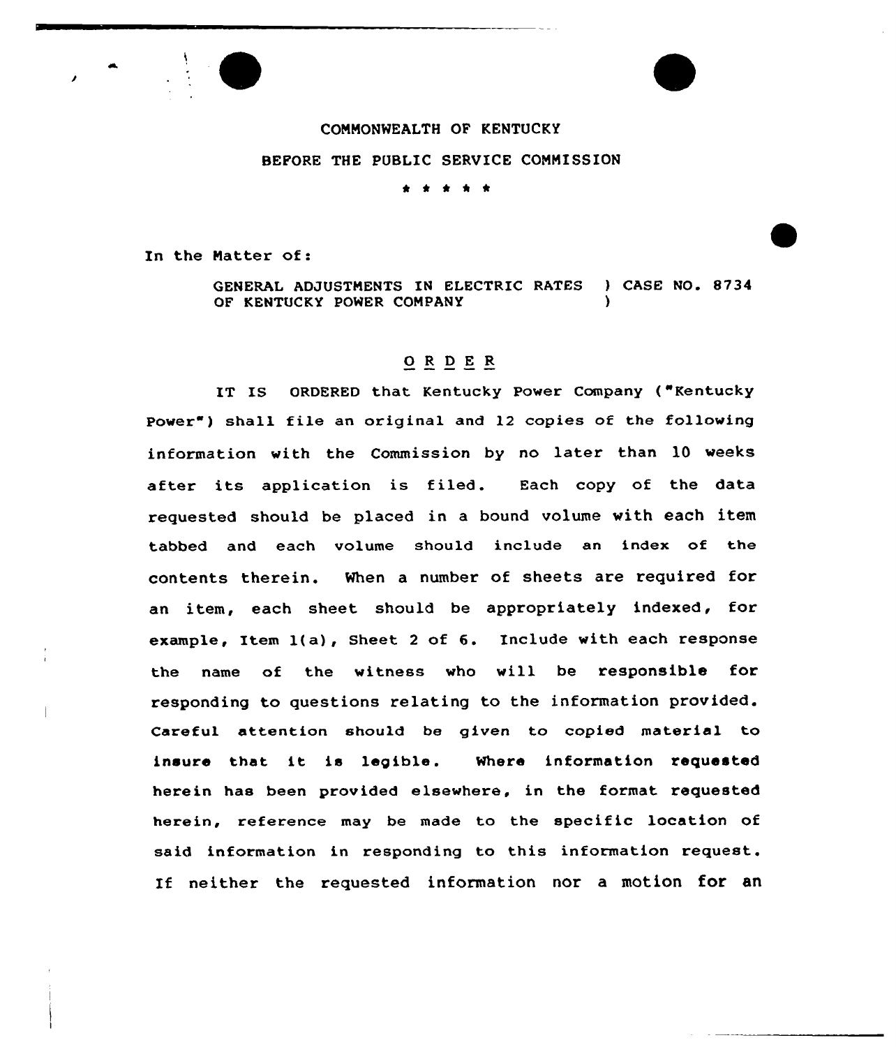COMMONWEALTH OF KENTUCKY

BEFORE THE PUBLIC SERVICE COMMISSION

\* \* \* \* \*

In the Matter of:

GENERAL ADJUSTMENTS IN ELECTRIC RATES ) CASE NO. 8734
OF KENTUCKY POWER COMPANY )

# O R D E R

IT IS ORDERED that Kentucky Power Company ("Kentucky Power") shall file an original and 12 copies of the following information with the Commission by no later than 10 weeks after its application is filed. Each copy of the data requested should be placed in a bound volume with each item tabbed and each volume should include an index of the contents therein. When a number of sheets are required for an item, each sheet should be appropriately indexed, for example, Item 1(a), Sheet 2 of 6. Include with each response the name of the witness who will be responsible for responding to questions relating to the information provided. Careful attention should be given to copied material to insure that it is legible. Where information requested herein has been provided elsewhere, in the format requested herein, reference may be made to the specific location of said information in responding to this information request. If neither the requested information nor a motion for an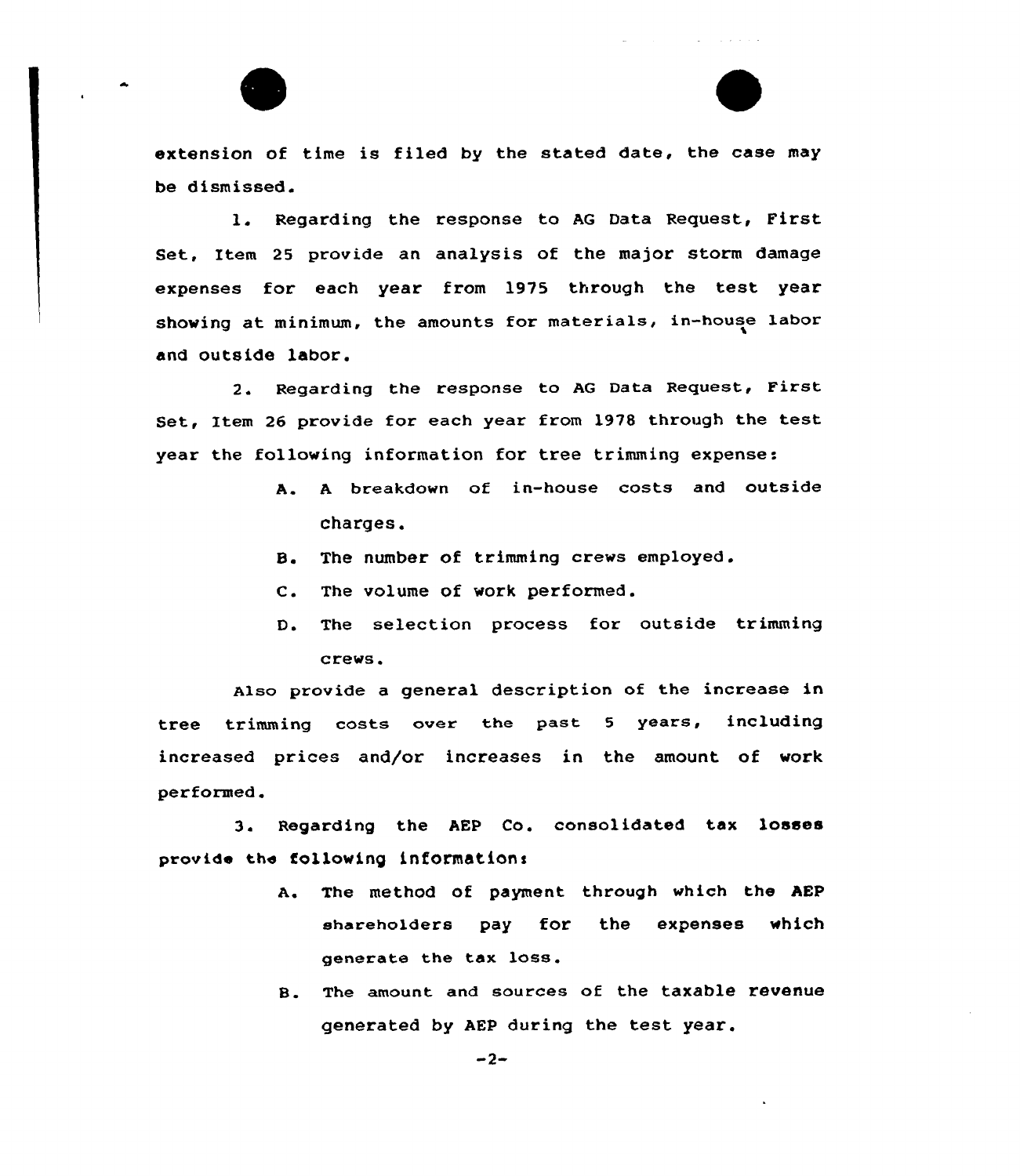extension of time is filed by the stated date, the case may be dismissed.

1. Regarding the response to AG Data Request, First Set, Item 25 provide an analysis of the major storm damage expenses for each year from 1975 through the test year showing at minimum, the amounts for materials, in-house labor and outside labor.

2. Regarding the response to AG Data Request, First Set, Item 26 provide for each year from 1978 through the test year the following information for tree trimming expense:

   A. A breakdown of in-house costs and outside charges.

   B. The number of trimming crews employed.

   C. The volume of work performed.

   D. The selection process for outside trimming crews.

Also provide a general description of the increase in tree trimming costs over the past 5 years, including increased prices and/or increases in the amount of work performed.

3. Regarding the AEP Co. consolidated tax losses provide the following information:

   A. The method of payment through which the AEP shareholders pay for the expenses which generate the tax loss.

   B. The amount and sources of the taxable revenue generated by AEP during the test year.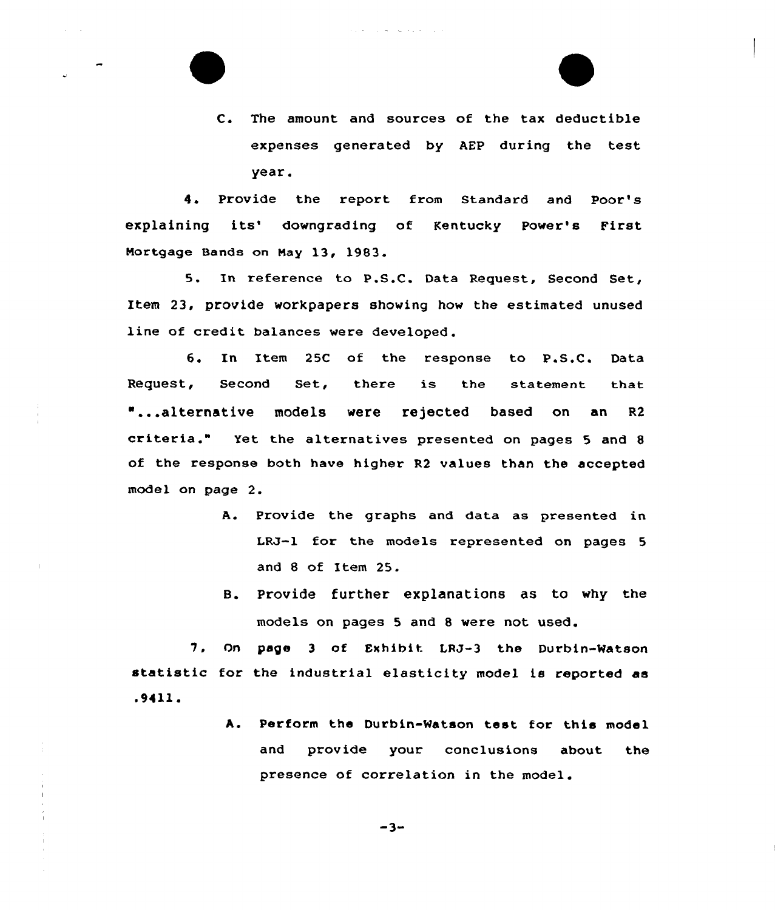C. The amount and sources of the tax deductible expenses generated by AEP during the test year.

4. Provide the report from Standard and Poor's explaining its' downgrading of Kentucky Power's First Mortgage Bands on May 13, 1983.

5. In reference to P.S.C. Data Request, Second Set, Item 23, provide workpapers showing how the estimated unused line of credit balances were developed.

6. In Item 25C of the response to P.S.C. Data Request, Second Set, there is the statement that "...alternative models were rejected based on an R2 criteria." Yet the alternatives presented on pages 5 and 8 of the response both have higher R2 values than the accepted model on page 2.

A. Provide the graphs and data as presented in LRJ-1 for the models represented on pages 5 and 8 of Item 25.

B. Provide further explanations as to why the models on pages 5 and 8 were not used.

7. On page 3 of Exhibit LRJ-3 the Durbin-Watson statistic for the industrial elasticity model is reported as .9411.

A. Perform the Durbin-Watson test for this model and provide your conclusions about the presence of correlation in the model.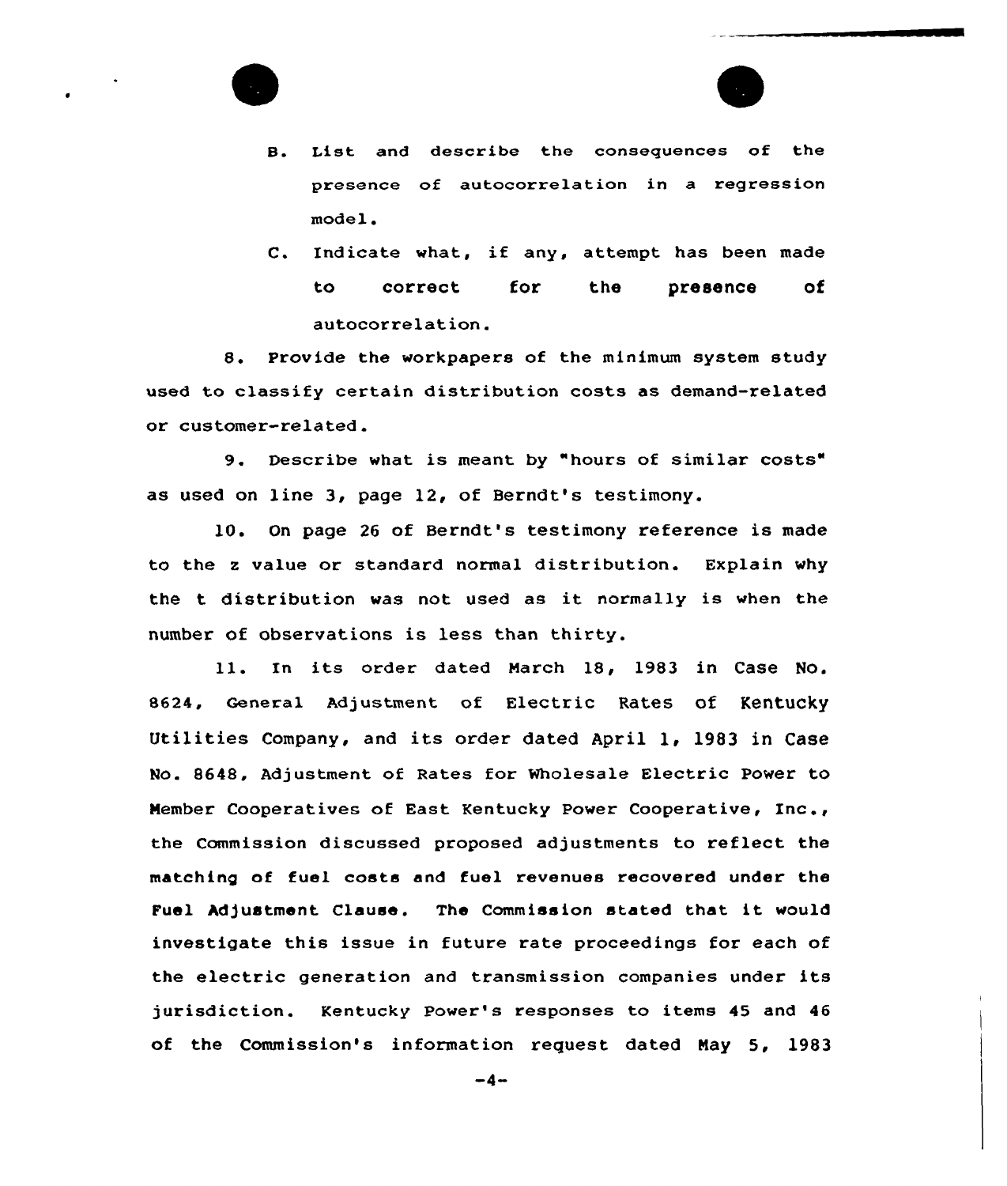B. List and describe the consequences of the presence of autocorrelation in a regression model.

C. Indicate what, if any, attempt has been made to correct for the presence of autocorrelation.

8. Provide the workpapers of the minimum system study used to classify certain distribution costs as demand-related or customer-related.

9. Describe what is meant by "hours of similar costs" as used on line 3, page 12, of Berndt's testimony.

10. On page 26 of Berndt's testimony reference is made to the z value or standard normal distribution. Explain why the t distribution was not used as it normally is when the number of observations is less than thirty.

11. In its order dated March 18, 1983 in Case No. 8624, General Adjustment of Electric Rates of Kentucky Utilities Company, and its order dated April 1, 1983 in Case No. 8648, Adjustment of Rates for Wholesale Electric Power to Member Cooperatives of East Kentucky Power Cooperative, Inc., the Commission discussed proposed adjustments to reflect the matching of fuel costs and fuel revenues recovered under the Fuel Adjustment Clause. The Commission stated that it would investigate this issue in future rate proceedings for each of the electric generation and transmission companies under its jurisdiction. Kentucky Power's responses to items 45 and 46 of the Commission's information request dated May 5, 1983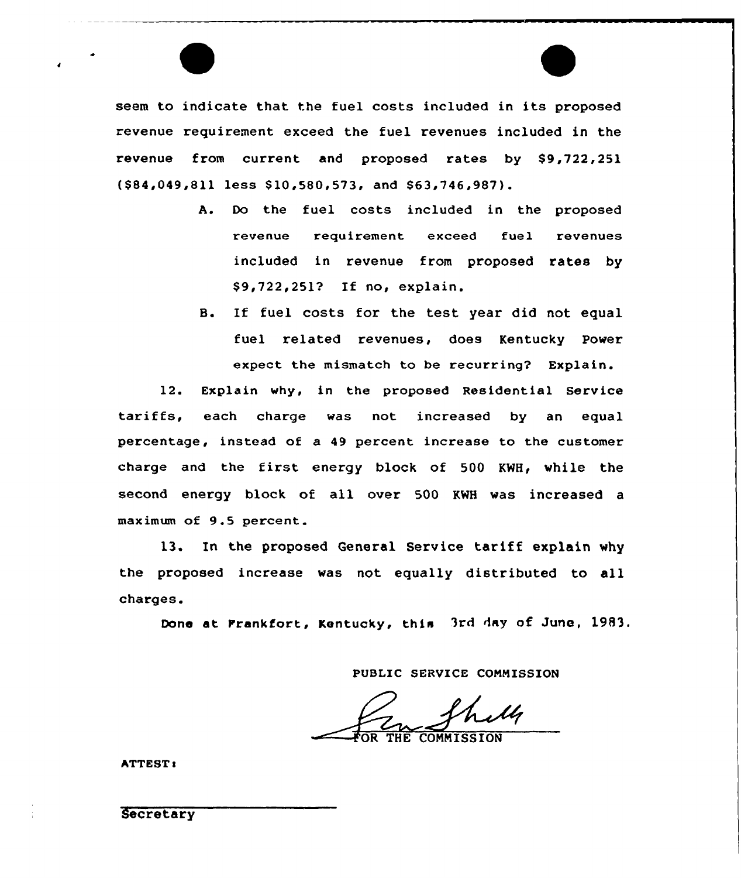seem to indicate that the fuel costs included in its proposed revenue requirement exceed the fuel revenues included in the revenue from current and proposed rates by $9,722,251 ($84,049,811 less $10,580,573, and $63,746,987).

A. Do the fuel costs included in the proposed revenue requirement exceed fuel revenues included in revenue from proposed rates by $9,722,251? If no, explain.

B. If fuel costs for the test year did not equal fuel related revenues, does Kentucky Power expect the mismatch to be recurring? Explain.

12. Explain why, in the proposed Residential Service tariffs, each charge was not increased by an equal percentage, instead of a 49 percent increase to the customer charge and the first energy block of 500 KWH, while the second energy block of all over 500 KWH was increased a maximum of 9.5 percent.

13. In the proposed General Service tariff explain why the proposed increase was not equally distributed to all charges.

Done at Frankfort, Kentucky, this 3rd day of June, 1983.

PUBLIC SERVICE COMMISSION

FOR THE COMMISSION

ATTEST:

Secretary